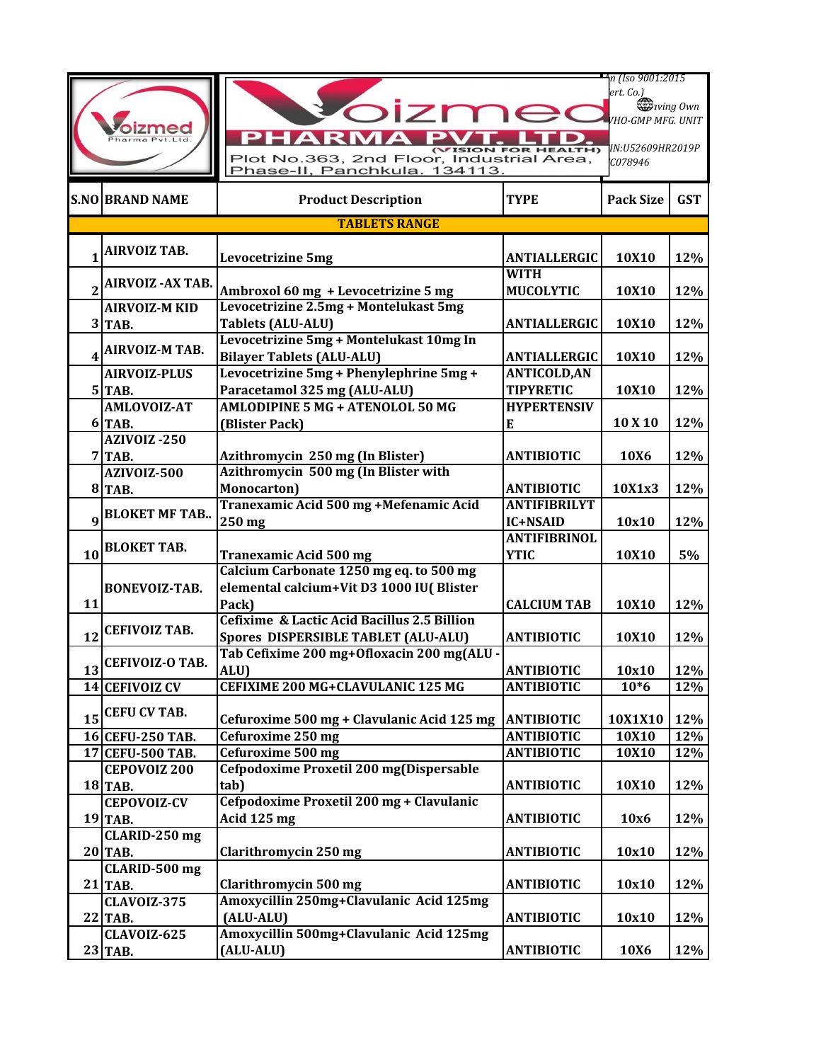# Voizmed PHARMA PVT. LTD.

(VISION FOR HEALTH)

Plot No.363, 2nd Floor, Industrial Area, Phase-II, Panchkula. 134113.

n (Iso 9001:2015 ert. Co.)
aving Own
/HO-GMP MFG. UNIT
IN:U52609HR2019P
C078946

| S.NO | BRAND NAME | Product Description | TYPE | Pack Size | GST |
|---|---|---|---|---|---|
| | | **TABLETS RANGE** | | | |
| 1 | AIRVOIZ TAB. | Levocetrizine 5mg | ANTIALLERGIC | 10X10 | 12% |
| 2 | AIRVOIZ -AX TAB. | Ambroxol 60 mg + Levocetrizine 5 mg | WITH MUCOLYTIC | 10X10 | 12% |
| 3 | AIRVOIZ-M KID TAB. | Levocetrizine 2.5mg + Montelukast 5mg Tablets (ALU-ALU) | ANTIALLERGIC | 10X10 | 12% |
| 4 | AIRVOIZ-M TAB. | Levocetrizine 5mg + Montelukast 10mg In Bilayer Tablets (ALU-ALU) | ANTIALLERGIC | 10X10 | 12% |
| 5 | AIRVOIZ-PLUS TAB. | Levocetrizine 5mg + Phenylephrine 5mg + Paracetamol 325 mg (ALU-ALU) | ANTICOLD,ANTIPYRETIC | 10X10 | 12% |
| 6 | AMLOVOIZ-AT TAB. | AMLODIPINE 5 MG + ATENOLOL 50 MG (Blister Pack) | HYPERTENSIVE | 10 X 10 | 12% |
| 7 | AZIVOIZ -250 TAB. | Azithromycin 250 mg (In Blister) | ANTIBIOTIC | 10X6 | 12% |
| 8 | AZIVOIZ-500 TAB. | Azithromycin 500 mg (In Blister with Monocarton) | ANTIBIOTIC | 10X1x3 | 12% |
| 9 | BLOKET MF TAB.. | Tranexamic Acid 500 mg +Mefenamic Acid 250 mg | ANTIFIBRILYTIC+NSAID | 10x10 | 12% |
| 10 | BLOKET TAB. | Tranexamic Acid 500 mg | ANTIFIBRINOLYTIC | 10X10 | 5% |
| 11 | BONEVOIZ-TAB. | Calcium Carbonate 1250 mg eq. to 500 mg elemental calcium+Vit D3 1000 IU( Blister Pack) | CALCIUM TAB | 10X10 | 12% |
| 12 | CEFIVOIZ TAB. | Cefixime & Lactic Acid Bacillus 2.5 Billion Spores DISPERSIBLE TABLET (ALU-ALU) | ANTIBIOTIC | 10X10 | 12% |
| 13 | CEFIVOIZ-O TAB. | Tab Cefixime 200 mg+Ofloxacin 200 mg(ALU - ALU) | ANTIBIOTIC | 10x10 | 12% |
| 14 | CEFIVOIZ CV | CEFIXIME 200 MG+CLAVULANIC 125 MG | ANTIBIOTIC | 10*6 | 12% |
| 15 | CEFU CV TAB. | Cefuroxime 500 mg + Clavulanic Acid 125 mg | ANTIBIOTIC | 10X1X10 | 12% |
| 16 | CEFU-250 TAB. | Cefuroxime 250 mg | ANTIBIOTIC | 10X10 | 12% |
| 17 | CEFU-500 TAB. | Cefuroxime 500 mg | ANTIBIOTIC | 10X10 | 12% |
| 18 | CEPOVOIZ 200 TAB. | Cefpodoxime Proxetil 200 mg(Dispersable tab) | ANTIBIOTIC | 10X10 | 12% |
| 19 | CEPOVOIZ-CV TAB. | Cefpodoxime Proxetil 200 mg + Clavulanic Acid 125 mg | ANTIBIOTIC | 10x6 | 12% |
| 20 | CLARID-250 mg TAB. | Clarithromycin 250 mg | ANTIBIOTIC | 10x10 | 12% |
| 21 | CLARID-500 mg TAB. | Clarithromycin 500 mg | ANTIBIOTIC | 10x10 | 12% |
| 22 | CLAVOIZ-375 TAB. | Amoxycillin 250mg+Clavulanic Acid 125mg (ALU-ALU) | ANTIBIOTIC | 10x10 | 12% |
| 23 | CLAVOIZ-625 TAB. | Amoxycillin 500mg+Clavulanic Acid 125mg (ALU-ALU) | ANTIBIOTIC | 10X6 | 12% |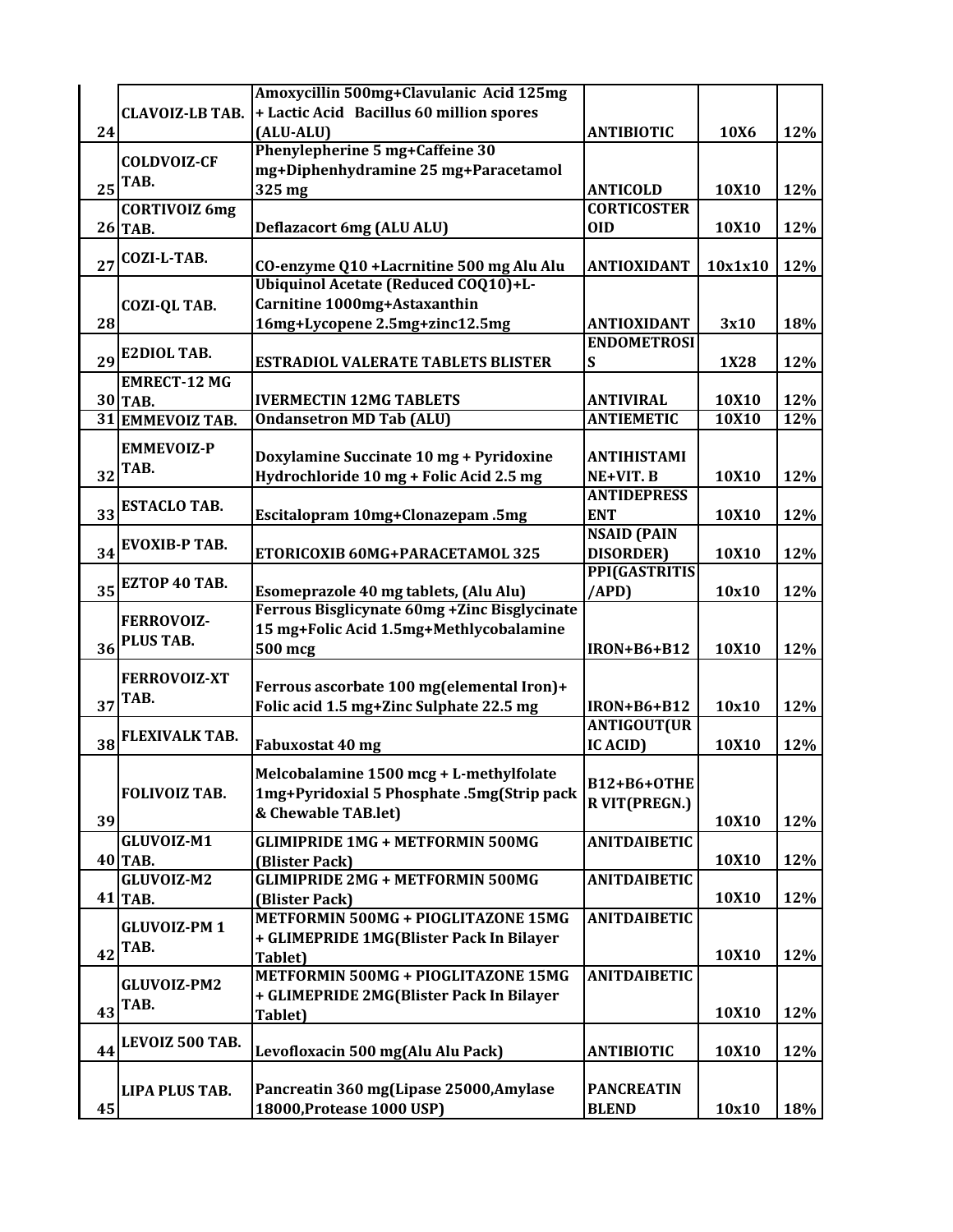| 24 | CLAVOIZ-LB TAB. | Amoxycillin 500mg+Clavulanic Acid 125mg + Lactic Acid Bacillus 60 million spores (ALU-ALU) | ANTIBIOTIC | 10X6 | 12% |
|---|---|---|---|---|---|
| 25 | COLDVOIZ-CF TAB. | Phenylepherine 5 mg+Caffeine 30 mg+Diphenhydramine 25 mg+Paracetamol 325 mg | ANTICOLD | 10X10 | 12% |
| 26 | CORTIVOIZ 6mg TAB. | Deflazacort 6mg (ALU ALU) | CORTICOSTER OID | 10X10 | 12% |
| 27 | COZI-L-TAB. | CO-enzyme Q10 +Lacrnitine 500 mg Alu Alu | ANTIOXIDANT | 10x1x10 | 12% |
| 28 | COZI-QL TAB. | Ubiquinol Acetate (Reduced COQ10)+L-Carnitine 1000mg+Astaxanthin 16mg+Lycopene 2.5mg+zinc12.5mg | ANTIOXIDANT | 3x10 | 18% |
| 29 | E2DIOL TAB. | ESTRADIOL VALERATE TABLETS BLISTER | ENDOMETROSI S | 1X28 | 12% |
| 30 | EMRECT-12 MG TAB. | IVERMECTIN 12MG TABLETS | ANTIVIRAL | 10X10 | 12% |
| 31 | EMMEVOIZ TAB. | Ondansetron MD Tab (ALU) | ANTIEMETIC | 10X10 | 12% |
| 32 | EMMEVOIZ-P TAB. | Doxylamine Succinate 10 mg + Pyridoxine Hydrochloride 10 mg + Folic Acid 2.5 mg | ANTIHISTAMI NE+VIT. B | 10X10 | 12% |
| 33 | ESTACLO TAB. | Escitalopram 10mg+Clonazepam .5mg | ANTIDEPRESS ENT | 10X10 | 12% |
| 34 | EVOXIB-P TAB. | ETORICOXIB 60MG+PARACETAMOL 325 | NSAID (PAIN DISORDER) | 10X10 | 12% |
| 35 | EZTOP 40 TAB. | Esomeprazole 40 mg tablets, (Alu Alu) | PPI(GASTRITIS /APD) | 10x10 | 12% |
| 36 | FERROVOIZ-PLUS TAB. | Ferrous Bisglicynate 60mg +Zinc Bisglycinate 15 mg+Folic Acid 1.5mg+Methlycobalamine 500 mcg | IRON+B6+B12 | 10X10 | 12% |
| 37 | FERROVOIZ-XT TAB. | Ferrous ascorbate 100 mg(elemental Iron)+ Folic acid 1.5 mg+Zinc Sulphate 22.5 mg | IRON+B6+B12 | 10x10 | 12% |
| 38 | FLEXIVALK TAB. | Fabuxostat 40 mg | ANTIGOUT(UR IC ACID) | 10X10 | 12% |
| 39 | FOLIVOIZ TAB. | Melcobalamine 1500 mcg + L-methylfolate 1mg+Pyridoxial 5 Phosphate .5mg(Strip pack & Chewable TAB.let) | B12+B6+OTHE R VIT(PREGN.) | 10X10 | 12% |
| 40 | GLUVOIZ-M1 TAB. | GLIMIPRIDE 1MG + METFORMIN 500MG (Blister Pack) | ANITDAIBETIC | 10X10 | 12% |
| 41 | GLUVOIZ-M2 TAB. | GLIMIPRIDE 2MG + METFORMIN 500MG (Blister Pack) | ANITDAIBETIC | 10X10 | 12% |
| 42 | GLUVOIZ-PM 1 TAB. | METFORMIN 500MG + PIOGLITAZONE 15MG + GLIMEPRIDE 1MG(Blister Pack In Bilayer Tablet) | ANITDAIBETIC | 10X10 | 12% |
| 43 | GLUVOIZ-PM2 TAB. | METFORMIN 500MG + PIOGLITAZONE 15MG + GLIMEPRIDE 2MG(Blister Pack In Bilayer Tablet) | ANITDAIBETIC | 10X10 | 12% |
| 44 | LEVOIZ 500 TAB. | Levofloxacin 500 mg(Alu Alu Pack) | ANTIBIOTIC | 10X10 | 12% |
| 45 | LIPA PLUS TAB. | Pancreatin 360 mg(Lipase 25000,Amylase 18000,Protease 1000 USP) | PANCREATIN BLEND | 10x10 | 18% |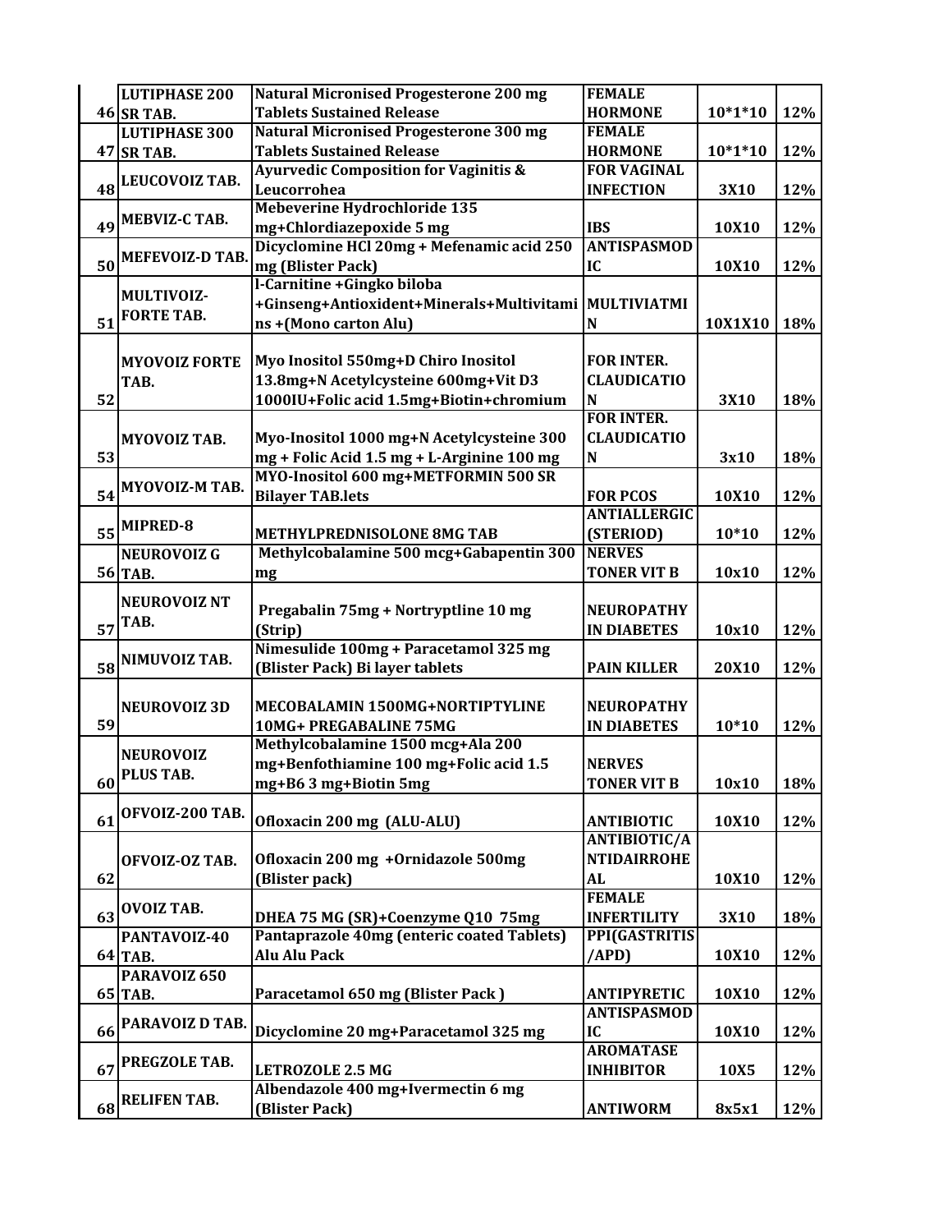| | | | | | |
|---|---|---|---|---|---|
| 46 | LUTIPHASE 200 SR TAB. | Natural Micronised Progesterone 200 mg Tablets Sustained Release | FEMALE HORMONE | 10*1*10 | 12% |
| 47 | LUTIPHASE 300 SR TAB. | Natural Micronised Progesterone 300 mg Tablets Sustained Release | FEMALE HORMONE | 10*1*10 | 12% |
| 48 | LEUCOVOIZ TAB. | Ayurvedic Composition for Vaginitis & Leucorrohea | FOR VAGINAL INFECTION | 3X10 | 12% |
| 49 | MEBVIZ-C TAB. | Mebeverine Hydrochloride 135 mg+Chlordiazepoxide 5 mg | IBS | 10X10 | 12% |
| 50 | MEFEVOIZ-D TAB. | Dicyclomine HCl 20mg + Mefenamic acid 250 mg (Blister Pack) | ANTISPASMODIC | 10X10 | 12% |
| 51 | MULTIVOIZ-FORTE TAB. | l-Carnitine +Gingko biloba +Ginseng+Antioxident+Minerals+Multivitamins +(Mono carton Alu) | MULTIVIATMIN | 10X1X10 | 18% |
| 52 | MYOVOIZ FORTE TAB. | Myo Inositol 550mg+D Chiro Inositol 13.8mg+N Acetylcysteine 600mg+Vit D3 1000IU+Folic acid 1.5mg+Biotin+chromium | FOR INTER. CLAUDICATION | 3X10 | 18% |
| 53 | MYOVOIZ TAB. | Myo-Inositol 1000 mg+N Acetylcysteine 300 mg + Folic Acid 1.5 mg + L-Arginine 100 mg | FOR INTER. CLAUDICATION | 3x10 | 18% |
| 54 | MYOVOIZ-M TAB. | MYO-Inositol 600 mg+METFORMIN 500 SR Bilayer TAB.lets | FOR PCOS | 10X10 | 12% |
| 55 | MIPRED-8 | METHYLPREDNISOLONE 8MG TAB | ANTIALLERGIC (STERIOD) | 10*10 | 12% |
| 56 | NEUROVOIZ G TAB. | Methylcobalamine 500 mcg+Gabapentin 300 mg | NERVES TONER VIT B | 10x10 | 12% |
| 57 | NEUROVOIZ NT TAB. | Pregabalin 75mg + Nortryptline 10 mg (Strip) | NEUROPATHY IN DIABETES | 10x10 | 12% |
| 58 | NIMUVOIZ TAB. | Nimesulide 100mg + Paracetamol 325 mg (Blister Pack) Bi layer tablets | PAIN KILLER | 20X10 | 12% |
| 59 | NEUROVOIZ 3D | MECOBALAMIN 1500MG+NORTIPTYLINE 10MG+ PREGABALINE 75MG | NEUROPATHY IN DIABETES | 10*10 | 12% |
| 60 | NEUROVOIZ PLUS TAB. | Methylcobalamine 1500 mcg+Ala 200 mg+Benfothiamine 100 mg+Folic acid 1.5 mg+B6 3 mg+Biotin 5mg | NERVES TONER VIT B | 10x10 | 18% |
| 61 | OFVOIZ-200 TAB. | Ofloxacin 200 mg (ALU-ALU) | ANTIBIOTIC | 10X10 | 12% |
| 62 | OFVOIZ-OZ TAB. | Ofloxacin 200 mg +Ornidazole 500mg (Blister pack) | ANTIBIOTIC/ANTIDAIRROHEAL | 10X10 | 12% |
| 63 | OVOIZ TAB. | DHEA 75 MG (SR)+Coenzyme Q10 75mg | FEMALE INFERTILITY | 3X10 | 18% |
| 64 | PANTAVOIZ-40 TAB. | Pantaprazole 40mg (enteric coated Tablets) Alu Alu Pack | PPI(GASTRITIS /APD) | 10X10 | 12% |
| 65 | PARAVOIZ 650 TAB. | Paracetamol 650 mg (Blister Pack ) | ANTIPYRETIC | 10X10 | 12% |
| 66 | PARAVOIZ D TAB. | Dicyclomine 20 mg+Paracetamol 325 mg | ANTISPASMODIC | 10X10 | 12% |
| 67 | PREGZOLE TAB. | LETROZOLE 2.5 MG | AROMATASE INHIBITOR | 10X5 | 12% |
| 68 | RELIFEN TAB. | Albendazole 400 mg+Ivermectin 6 mg (Blister Pack) | ANTIWORM | 8x5x1 | 12% |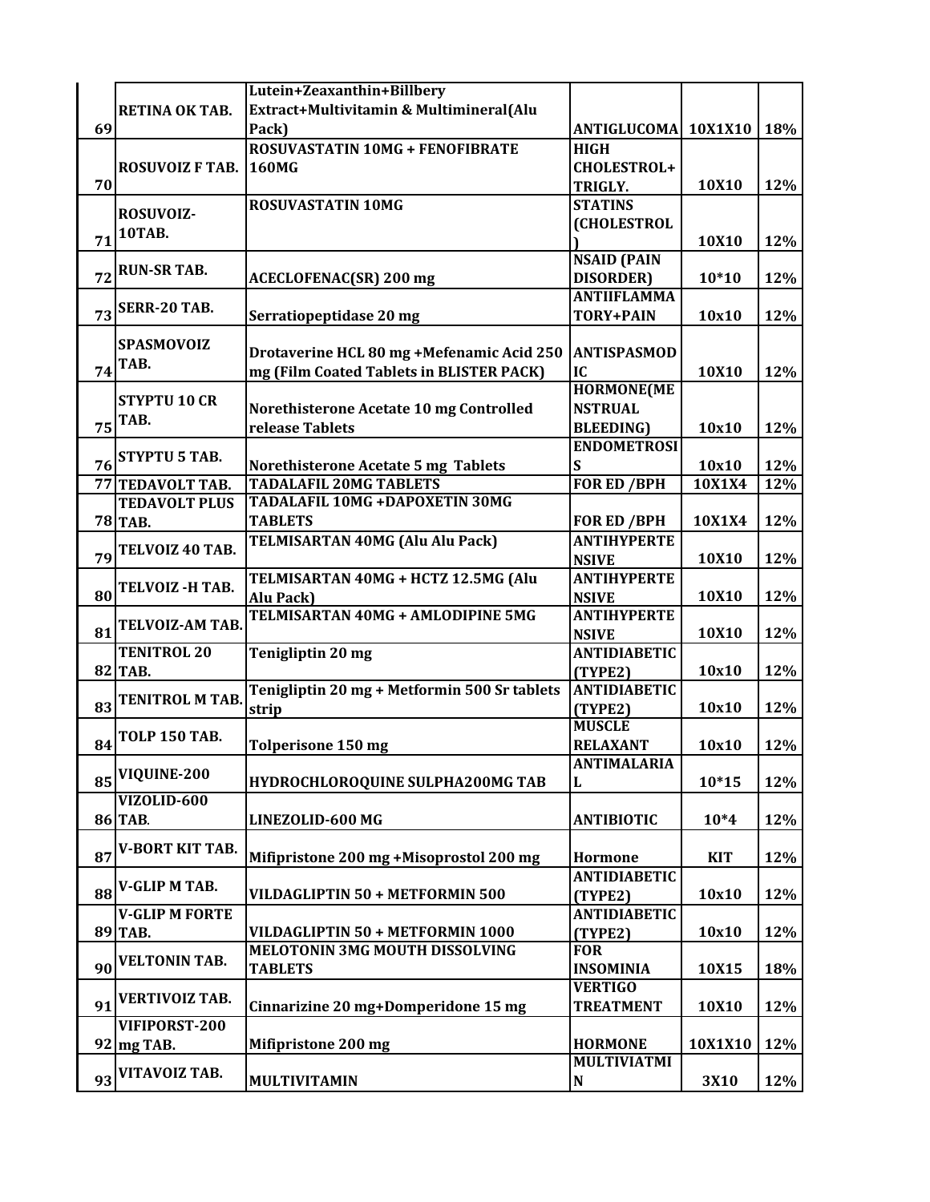| | | | | | |
|---|---|---|---|---|---|
| 69 | **RETINA OK TAB.** | **Lutein+Zeaxanthin+Billbery Extract+Multivitamin & Multimineral(Alu Pack)** | **ANTIGLUCOMA** | **10X1X10** | **18%** |
| 70 | **ROSUVOIZ F TAB.** | **ROSUVASTATIN 10MG + FENOFIBRATE 160MG** | **HIGH CHOLESTROL+ TRIGLY.** | **10X10** | **12%** |
| 71 | **ROSUVOIZ-10TAB.** | **ROSUVASTATIN 10MG** | **STATINS (CHOLESTROL)** | **10X10** | **12%** |
| 72 | **RUN-SR TAB.** | **ACECLOFENAC(SR) 200 mg** | **NSAID (PAIN DISORDER)** | **10*10** | **12%** |
| 73 | **SERR-20 TAB.** | **Serratiopeptidase 20 mg** | **ANTIIFLAMMATORY+PAIN** | **10x10** | **12%** |
| 74 | **SPASMOVOIZ TAB.** | **Drotaverine HCL 80 mg +Mefenamic Acid 250 mg (Film Coated Tablets in BLISTER PACK)** | **ANTISPASMODIC** | **10X10** | **12%** |
| 75 | **STYPTU 10 CR TAB.** | **Norethisterone Acetate 10 mg Controlled release Tablets** | **HORMONE(MENSTRUAL BLEEDING)** | **10x10** | **12%** |
| 76 | **STYPTU 5 TAB.** | **Norethisterone Acetate 5 mg Tablets** | **ENDOMETROSIS** | **10x10** | **12%** |
| 77 | **TEDAVOLT TAB.** | **TADALAFIL 20MG TABLETS** | **FOR ED /BPH** | **10X1X4** | **12%** |
| 78 | **TEDAVOLT PLUS TAB.** | **TADALAFIL 10MG +DAPOXETIN 30MG TABLETS** | **FOR ED /BPH** | **10X1X4** | **12%** |
| 79 | **TELVOIZ 40 TAB.** | **TELMISARTAN 40MG (Alu Alu Pack)** | **ANTIHYPERTENSIVE** | **10X10** | **12%** |
| 80 | **TELVOIZ -H TAB.** | **TELMISARTAN 40MG + HCTZ 12.5MG (Alu Alu Pack)** | **ANTIHYPERTENSIVE** | **10X10** | **12%** |
| 81 | **TELVOIZ-AM TAB.** | **TELMISARTAN 40MG + AMLODIPINE 5MG** | **ANTIHYPERTENSIVE** | **10X10** | **12%** |
| 82 | **TENITROL 20 TAB.** | **Tenigliptin 20 mg** | **ANTIDIABETIC (TYPE2)** | **10x10** | **12%** |
| 83 | **TENITROL M TAB.** | **Tenigliptin 20 mg + Metformin 500 Sr tablets strip** | **ANTIDIABETIC (TYPE2)** | **10x10** | **12%** |
| 84 | **TOLP 150 TAB.** | **Tolperisone 150 mg** | **MUSCLE RELAXANT** | **10x10** | **12%** |
| 85 | **VIQUINE-200** | **HYDROCHLOROQUINE SULPHA200MG TAB** | **ANTIMALARIAL** | **10*15** | **12%** |
| 86 | **VIZOLID-600 TAB.** | **LINEZOLID-600 MG** | **ANTIBIOTIC** | **10*4** | **12%** |
| 87 | **V-BORT KIT TAB.** | **Mifipristone 200 mg +Misoprostol 200 mg** | **Hormone** | **KIT** | **12%** |
| 88 | **V-GLIP M TAB.** | **VILDAGLIPTIN 50 + METFORMIN 500** | **ANTIDIABETIC (TYPE2)** | **10x10** | **12%** |
| 89 | **V-GLIP M FORTE TAB.** | **VILDAGLIPTIN 50 + METFORMIN 1000** | **ANTIDIABETIC (TYPE2)** | **10x10** | **12%** |
| 90 | **VELTONIN TAB.** | **MELOTONIN 3MG MOUTH DISSOLVING TABLETS** | **FOR INSOMINIA** | **10X15** | **18%** |
| 91 | **VERTIVOIZ TAB.** | **Cinnarizine 20 mg+Domperidone 15 mg** | **VERTIGO TREATMENT** | **10X10** | **12%** |
| 92 | **VIFIPORST-200 mg TAB.** | **Mifipristone 200 mg** | **HORMONE** | **10X1X10** | **12%** |
| 93 | **VITAVOIZ TAB.** | **MULTIVITAMIN** | **MULTIVIATMIN** | **3X10** | **12%** |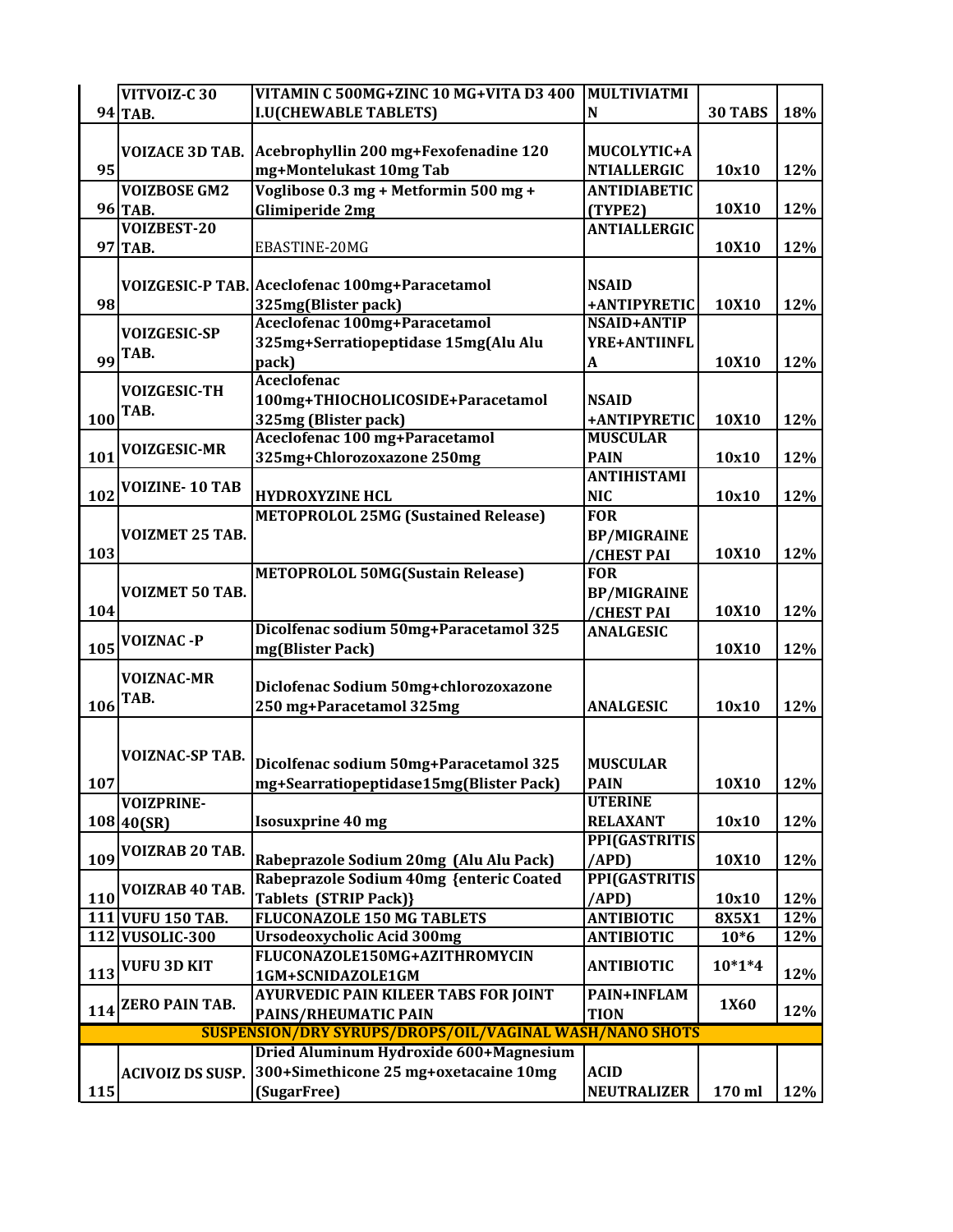| 94 | VITVOIZ-C 30 TAB. | VITAMIN C 500MG+ZINC 10 MG+VITA D3 400 I.U(CHEWABLE TABLETS) | MULTIVIATMIN | 30 TABS | 18% |
|---|---|---|---|---|---|
| 95 | VOIZACE 3D TAB. | Acebrophyllin 200 mg+Fexofenadine 120 mg+Montelukast 10mg Tab | MUCOLYTIC+ANTIALLERGIC | 10x10 | 12% |
| 96 | VOIZBOSE GM2 TAB. | Voglibose 0.3 mg + Metformin 500 mg + Glimiperide 2mg | ANTIDIABETIC (TYPE2) | 10X10 | 12% |
| 97 | VOIZBEST-20 TAB. | EBASTINE-20MG | ANTIALLERGIC | 10X10 | 12% |
| 98 | VOIZGESIC-P TAB. | Aceclofenac 100mg+Paracetamol 325mg(Blister pack) | NSAID +ANTIPYRETIC | 10X10 | 12% |
| 99 | VOIZGESIC-SP TAB. | Aceclofenac 100mg+Paracetamol 325mg+Serratiopeptidase 15mg(Alu Alu pack) | NSAID+ANTIPYRE+ANTIINFLA | 10X10 | 12% |
| 100 | VOIZGESIC-TH TAB. | Aceclofenac 100mg+THIOCHOLICOSIDE+Paracetamol 325mg (Blister pack) | NSAID +ANTIPYRETIC | 10X10 | 12% |
| 101 | VOIZGESIC-MR | Aceclofenac 100 mg+Paracetamol 325mg+Chlorozoxazone 250mg | MUSCULAR PAIN | 10x10 | 12% |
| 102 | VOIZINE- 10 TAB | HYDROXYZINE HCL | ANTIHISTAMINIC | 10x10 | 12% |
| 103 | VOIZMET 25 TAB. | METOPROLOL 25MG (Sustained Release) | FOR BP/MIGRAINE /CHEST PAI | 10X10 | 12% |
| 104 | VOIZMET 50 TAB. | METOPROLOL 50MG(Sustain Release) | FOR BP/MIGRAINE /CHEST PAI | 10X10 | 12% |
| 105 | VOIZNAC -P | Dicolfenac sodium 50mg+Paracetamol 325 mg(Blister Pack) | ANALGESIC | 10X10 | 12% |
| 106 | VOIZNAC-MR TAB. | Diclofenac Sodium 50mg+chlorozoxazone 250 mg+Paracetamol 325mg | ANALGESIC | 10x10 | 12% |
| 107 | VOIZNAC-SP TAB. | Dicolfenac sodium 50mg+Paracetamol 325 mg+Searratiopeptidase15mg(Blister Pack) | MUSCULAR PAIN | 10X10 | 12% |
| 108 | VOIZPRINE-40(SR) | Isosuxprine 40 mg | UTERINE RELAXANT | 10x10 | 12% |
| 109 | VOIZRAB 20 TAB. | Rabeprazole Sodium 20mg (Alu Alu Pack) | PPI(GASTRITIS/APD) | 10X10 | 12% |
| 110 | VOIZRAB 40 TAB. | Rabeprazole Sodium 40mg {enteric Coated Tablets (STRIP Pack)} | PPI(GASTRITIS/APD) | 10x10 | 12% |
| 111 | VUFU 150 TAB. | FLUCONAZOLE 150 MG TABLETS | ANTIBIOTIC | 8X5X1 | 12% |
| 112 | VUSOLIC-300 | Ursodeoxycholic Acid 300mg | ANTIBIOTIC | 10*6 | 12% |
| 113 | VUFU 3D KIT | FLUCONAZOLE150MG+AZITHROMYCIN 1GM+SCNIDAZOLE1GM | ANTIBIOTIC | 10*1*4 | 12% |
| 114 | ZERO PAIN TAB. | AYURVEDIC PAIN KILEER TABS FOR JOINT PAINS/RHEUMATIC PAIN | PAIN+INFLAMTION | 1X60 | 12% |
| | | **SUSPENSION/DRY SYRUPS/DROPS/OIL/VAGINAL WASH/NANO SHOTS** | | | |
| 115 | ACIVOIZ DS SUSP. | Dried Aluminum Hydroxide 600+Magnesium 300+Simethicone 25 mg+oxetacaine 10mg (SugarFree) | ACID NEUTRALIZER | 170 ml | 12% |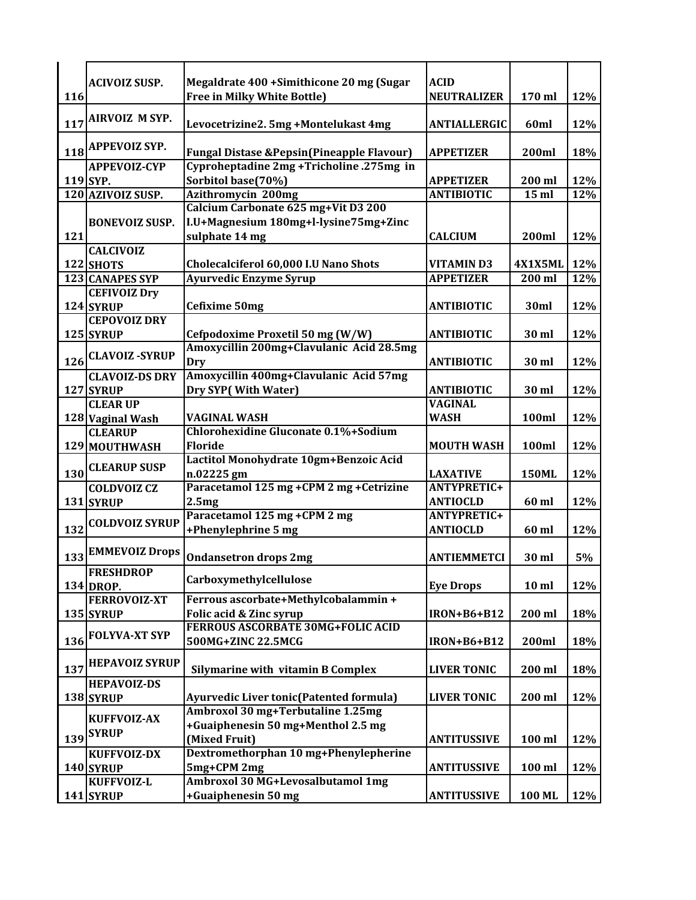| | | | | | |
|---|---|---|---|---|---|
| 116 | ACIVOIZ SUSP. | Megaldrate 400 +Simithicone 20 mg (Sugar Free in Milky White Bottle) | ACID NEUTRALIZER | 170 ml | 12% |
| 117 | AIRVOIZ M SYP. | Levocetrizine2. 5mg +Montelukast 4mg | ANTIALLERGIC | 60ml | 12% |
| 118 | APPEVOIZ SYP. | Fungal Distase &Pepsin(Pineapple Flavour) | APPETIZER | 200ml | 18% |
| 119 | APPEVOIZ-CYP SYP. | Cyproheptadine 2mg +Tricholine .275mg in Sorbitol base(70%) | APPETIZER | 200 ml | 12% |
| 120 | AZIVOIZ SUSP. | Azithromycin 200mg | ANTIBIOTIC | 15 ml | 12% |
| 121 | BONEVOIZ SUSP. | Calcium Carbonate 625 mg+Vit D3 200 I.U+Magnesium 180mg+l-lysine75mg+Zinc sulphate 14 mg | CALCIUM | 200ml | 12% |
| 122 | CALCIVOIZ SHOTS | Cholecalciferol 60,000 I.U Nano Shots | VITAMIN D3 | 4X1X5ML | 12% |
| 123 | CANAPES SYP | Ayurvedic Enzyme Syrup | APPETIZER | 200 ml | 12% |
| 124 | CEFIVOIZ Dry SYRUP | Cefixime 50mg | ANTIBIOTIC | 30ml | 12% |
| 125 | CEPOVOIZ DRY SYRUP | Cefpodoxime Proxetil 50 mg (W/W) | ANTIBIOTIC | 30 ml | 12% |
| 126 | CLAVOIZ -SYRUP | Amoxycillin 200mg+Clavulanic Acid 28.5mg Dry | ANTIBIOTIC | 30 ml | 12% |
| 127 | CLAVOIZ-DS DRY SYRUP | Amoxycillin 400mg+Clavulanic Acid 57mg Dry SYP( With Water) | ANTIBIOTIC | 30 ml | 12% |
| 128 | CLEAR UP Vaginal Wash | VAGINAL WASH | VAGINAL WASH | 100ml | 12% |
| 129 | CLEARUP MOUTHWASH | Chlorohexidine Gluconate 0.1%+Sodium Floride | MOUTH WASH | 100ml | 12% |
| 130 | CLEARUP SUSP | Lactitol Monohydrate 10gm+Benzoic Acid n.02225 gm | LAXATIVE | 150ML | 12% |
| 131 | COLDVOIZ CZ SYRUP | Paracetamol 125 mg +CPM 2 mg +Cetrizine 2.5mg | ANTYPRETIC+ ANTIOCLD | 60 ml | 12% |
| 132 | COLDVOIZ SYRUP | Paracetamol 125 mg +CPM 2 mg +Phenylephrine 5 mg | ANTYPRETIC+ ANTIOCLD | 60 ml | 12% |
| 133 | EMMEVOIZ Drops | Ondansetron drops 2mg | ANTIEMMETCI | 30 ml | 5% |
| 134 | FRESHDROP DROP. | Carboxymethylcellulose | Eye Drops | 10 ml | 12% |
| 135 | FERROVOIZ-XT SYRUP | Ferrous ascorbate+Methylcobalammin + Folic acid & Zinc syrup | IRON+B6+B12 | 200 ml | 18% |
| 136 | FOLYVA-XT SYP | FERROUS ASCORBATE 30MG+FOLIC ACID 500MG+ZINC 22.5MCG | IRON+B6+B12 | 200ml | 18% |
| 137 | HEPAVOIZ SYRUP | Silymarine with vitamin B Complex | LIVER TONIC | 200 ml | 18% |
| 138 | HEPAVOIZ-DS SYRUP | Ayurvedic Liver tonic(Patented formula) | LIVER TONIC | 200 ml | 12% |
| 139 | KUFFVOIZ-AX SYRUP | Ambroxol 30 mg+Terbutaline 1.25mg +Guaiphenesin 50 mg+Menthol 2.5 mg (Mixed Fruit) | ANTITUSSIVE | 100 ml | 12% |
| 140 | KUFFVOIZ-DX SYRUP | Dextromethorphan 10 mg+Phenylepherine 5mg+CPM 2mg | ANTITUSSIVE | 100 ml | 12% |
| 141 | KUFFVOIZ-L SYRUP | Ambroxol 30 MG+Levosalbutamol 1mg +Guaiphenesin 50 mg | ANTITUSSIVE | 100 ML | 12% |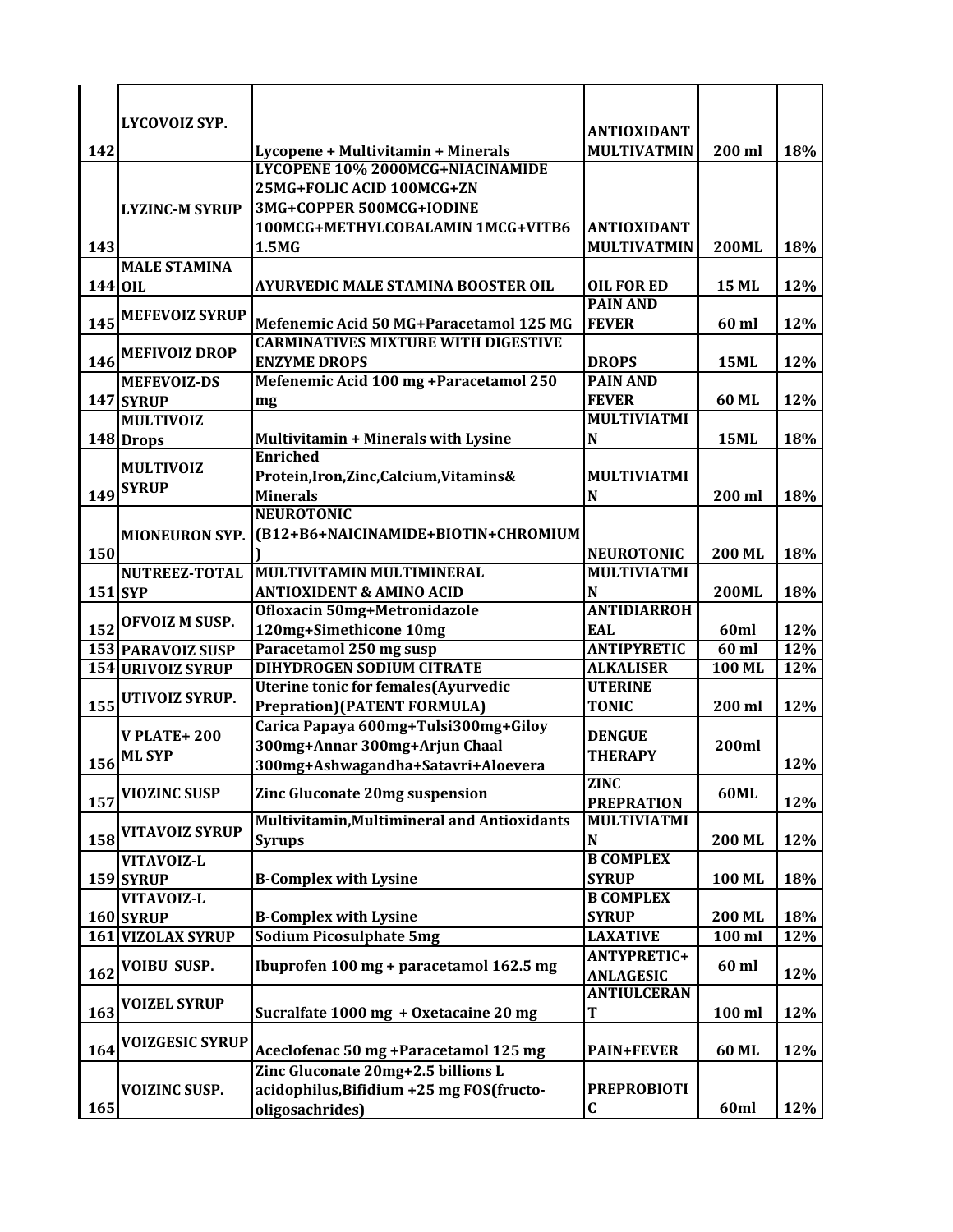| | | | | | |
|---|---|---|---|---|---|
| 142 | LYCOVOIZ SYP. | Lycopene + Multivitamin + Minerals | ANTIOXIDANT MULTIVATMIN | 200 ml | 18% |
| 143 | LYZINC-M SYRUP | LYCOPENE 10% 2000MCG+NIACINAMIDE 25MG+FOLIC ACID 100MCG+ZN 3MG+COPPER 500MCG+IODINE 100MCG+METHYLCOBALAMIN 1MCG+VITB6 1.5MG | ANTIOXIDANT MULTIVATMIN | 200ML | 18% |
| 144 | MALE STAMINA OIL | AYURVEDIC MALE STAMINA BOOSTER OIL | OIL FOR ED | 15 ML | 12% |
| 145 | MEFEVOIZ SYRUP | Mefenemic Acid 50 MG+Paracetamol 125 MG | PAIN AND FEVER | 60 ml | 12% |
| 146 | MEFIVOIZ DROP | CARMINATIVES MIXTURE WITH DIGESTIVE ENZYME DROPS | DROPS | 15ML | 12% |
| 147 | MEFEVOIZ-DS SYRUP | Mefenemic Acid 100 mg +Paracetamol 250 mg | PAIN AND FEVER | 60 ML | 12% |
| 148 | MULTIVOIZ Drops | Multivitamin + Minerals with Lysine | MULTIVIATMIN | 15ML | 18% |
| 149 | MULTIVOIZ SYRUP | Enriched Protein,Iron,Zinc,Calcium,Vitamins& Minerals | MULTIVIATMIN | 200 ml | 18% |
| 150 | MIONEURON SYP. | NEUROTONIC (B12+B6+NAICINAMIDE+BIOTIN+CHROMIUM) | NEUROTONIC | 200 ML | 18% |
| 151 | NUTREEZ-TOTAL SYP | MULTIVITAMIN MULTIMINERAL ANTIOXIDENT & AMINO ACID | MULTIVIATMIN | 200ML | 18% |
| 152 | OFVOIZ M SUSP. | Ofloxacin 50mg+Metronidazole 120mg+Simethicone 10mg | ANTIDIARROHEAL | 60ml | 12% |
| 153 | PARAVOIZ SUSP | Paracetamol 250 mg susp | ANTIPYRETIC | 60 ml | 12% |
| 154 | URIVOIZ SYRUP | DIHYDROGEN SODIUM CITRATE | ALKALISER | 100 ML | 12% |
| 155 | UTIVOIZ SYRUP. | Uterine tonic for females(Ayurvedic Prepration)(PATENT FORMULA) | UTERINE TONIC | 200 ml | 12% |
| 156 | V PLATE+ 200 ML SYP | Carica Papaya 600mg+Tulsi300mg+Giloy 300mg+Annar 300mg+Arjun Chaal 300mg+Ashwagandha+Satavri+Aloevera | DENGUE THERAPY | 200ml | 12% |
| 157 | VIOZINC SUSP | Zinc Gluconate 20mg suspension | ZINC PREPRATION | 60ML | 12% |
| 158 | VITAVOIZ SYRUP | Multivitamin,Multimineral and Antioxidants Syrups | MULTIVIATMIN | 200 ML | 12% |
| 159 | VITAVOIZ-L SYRUP | B-Complex with Lysine | B COMPLEX SYRUP | 100 ML | 18% |
| 160 | VITAVOIZ-L SYRUP | B-Complex with Lysine | B COMPLEX SYRUP | 200 ML | 18% |
| 161 | VIZOLAX SYRUP | Sodium Picosulphate 5mg | LAXATIVE | 100 ml | 12% |
| 162 | VOIBU SUSP. | Ibuprofen 100 mg + paracetamol 162.5 mg | ANTYPRETIC+ ANLAGESIC | 60 ml | 12% |
| 163 | VOIZEL SYRUP | Sucralfate 1000 mg + Oxetacaine 20 mg | ANTIULCERANT | 100 ml | 12% |
| 164 | VOIZGESIC SYRUP | Aceclofenac 50 mg +Paracetamol 125 mg | PAIN+FEVER | 60 ML | 12% |
| 165 | VOIZINC SUSP. | Zinc Gluconate 20mg+2.5 billions L acidophilus,Bifidium +25 mg FOS(fructo-oligosachrides) | PREPROBIOTIC | 60ml | 12% |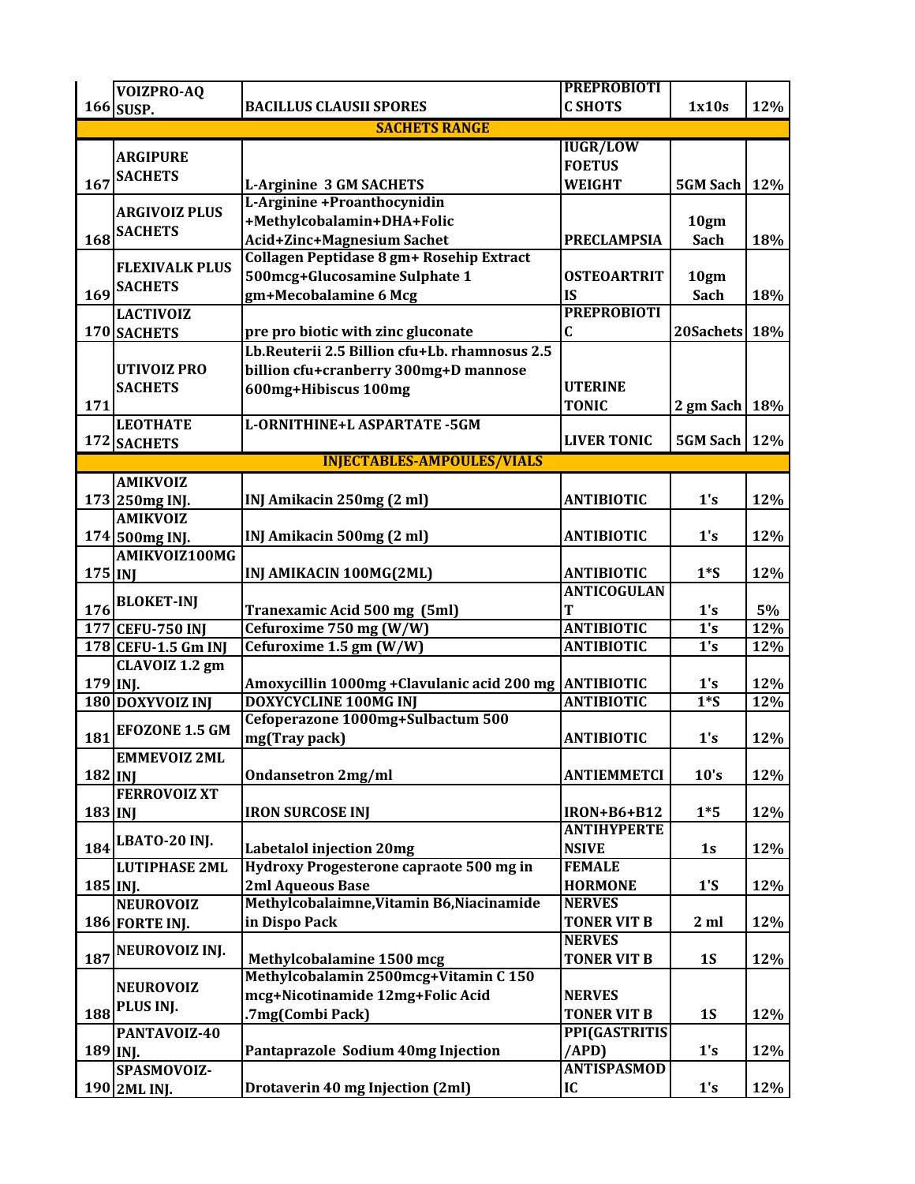| | | | | | |
|---|---|---|---|---|---|
| 166 | VOIZPRO-AQ SUSP. | BACILLUS CLAUSII SPORES | PREPROBIOTI C SHOTS | 1x10s | 12% |
| **SACHETS RANGE** | | | | | |
| 167 | ARGIPURE SACHETS | L-Arginine 3 GM SACHETS | IUGR/LOW FOETUS WEIGHT | 5GM Sach | 12% |
| 168 | ARGIVOIZ PLUS SACHETS | L-Arginine +Proanthocynidin +Methylcobalamin+DHA+Folic Acid+Zinc+Magnesium Sachet | PRECLAMPSIA | 10gm Sach | 18% |
| 169 | FLEXIVALK PLUS SACHETS | Collagen Peptidase 8 gm+ Rosehip Extract 500mcg+Glucosamine Sulphate 1 gm+Mecobalamine 6 Mcg | OSTEOARTRIT IS | 10gm Sach | 18% |
| 170 | LACTIVOIZ SACHETS | pre pro biotic with zinc gluconate | PREPROBIOTI C | 20Sachets | 18% |
| 171 | UTIVOIZ PRO SACHETS | Lb.Reuterii 2.5 Billion cfu+Lb. rhamnosus 2.5 billion cfu+cranberry 300mg+D mannose 600mg+Hibiscus 100mg | UTERINE TONIC | 2 gm Sach | 18% |
| 172 | LEOTHATE SACHETS | L-ORNITHINE+L ASPARTATE -5GM | LIVER TONIC | 5GM Sach | 12% |
| **INJECTABLES-AMPOULES/VIALS** | | | | | |
| 173 | AMIKVOIZ 250mg INJ. | INJ Amikacin 250mg (2 ml) | ANTIBIOTIC | 1's | 12% |
| 174 | AMIKVOIZ 500mg INJ. | INJ Amikacin 500mg (2 ml) | ANTIBIOTIC | 1's | 12% |
| 175 | AMIKVOIZ100MG INJ | INJ AMIKACIN 100MG(2ML) | ANTIBIOTIC | 1*S | 12% |
| 176 | BLOKET-INJ | Tranexamic Acid 500 mg (5ml) | ANTICOGULAN T | 1's | 5% |
| 177 | CEFU-750 INJ | Cefuroxime 750 mg (W/W) | ANTIBIOTIC | 1's | 12% |
| 178 | CEFU-1.5 Gm INJ | Cefuroxime 1.5 gm (W/W) | ANTIBIOTIC | 1's | 12% |
| 179 | CLAVOIZ 1.2 gm INJ. | Amoxycillin 1000mg +Clavulanic acid 200 mg | ANTIBIOTIC | 1's | 12% |
| 180 | DOXYVOIZ INJ | DOXYCYCLINE 100MG INJ | ANTIBIOTIC | 1*S | 12% |
| 181 | EFOZONE 1.5 GM | Cefoperazone 1000mg+Sulbactum 500 mg(Tray pack) | ANTIBIOTIC | 1's | 12% |
| 182 | EMMEVOIZ 2ML INJ | Ondansetron 2mg/ml | ANTIEMMETCI | 10's | 12% |
| 183 | FERROVOIZ XT INJ | IRON SURCOSE INJ | IRON+B6+B12 | 1*5 | 12% |
| 184 | LBATO-20 INJ. | Labetalol injection 20mg | ANTIHYPERTE NSIVE | 1s | 12% |
| 185 | LUTIPHASE 2ML INJ. | Hydroxy Progesterone capraote 500 mg in 2ml Aqueous Base | FEMALE HORMONE | 1'S | 12% |
| 186 | NEUROVOIZ FORTE INJ. | Methylcobalaimne,Vitamin B6,Niacinamide in Dispo Pack | NERVES TONER VIT B | 2 ml | 12% |
| 187 | NEUROVOIZ INJ. | Methylcobalamine 1500 mcg | NERVES TONER VIT B | 1S | 12% |
| 188 | NEUROVOIZ PLUS INJ. | Methylcobalamin 2500mcg+Vitamin C 150 mcg+Nicotinamide 12mg+Folic Acid .7mg(Combi Pack) | NERVES TONER VIT B | 1S | 12% |
| 189 | PANTAVOIZ-40 INJ. | Pantaprazole Sodium 40mg Injection | PPI(GASTRITIS /APD) | 1's | 12% |
| 190 | SPASMOVOIZ-2ML INJ. | Drotaverin 40 mg Injection (2ml) | ANTISPASMOD IC | 1's | 12% |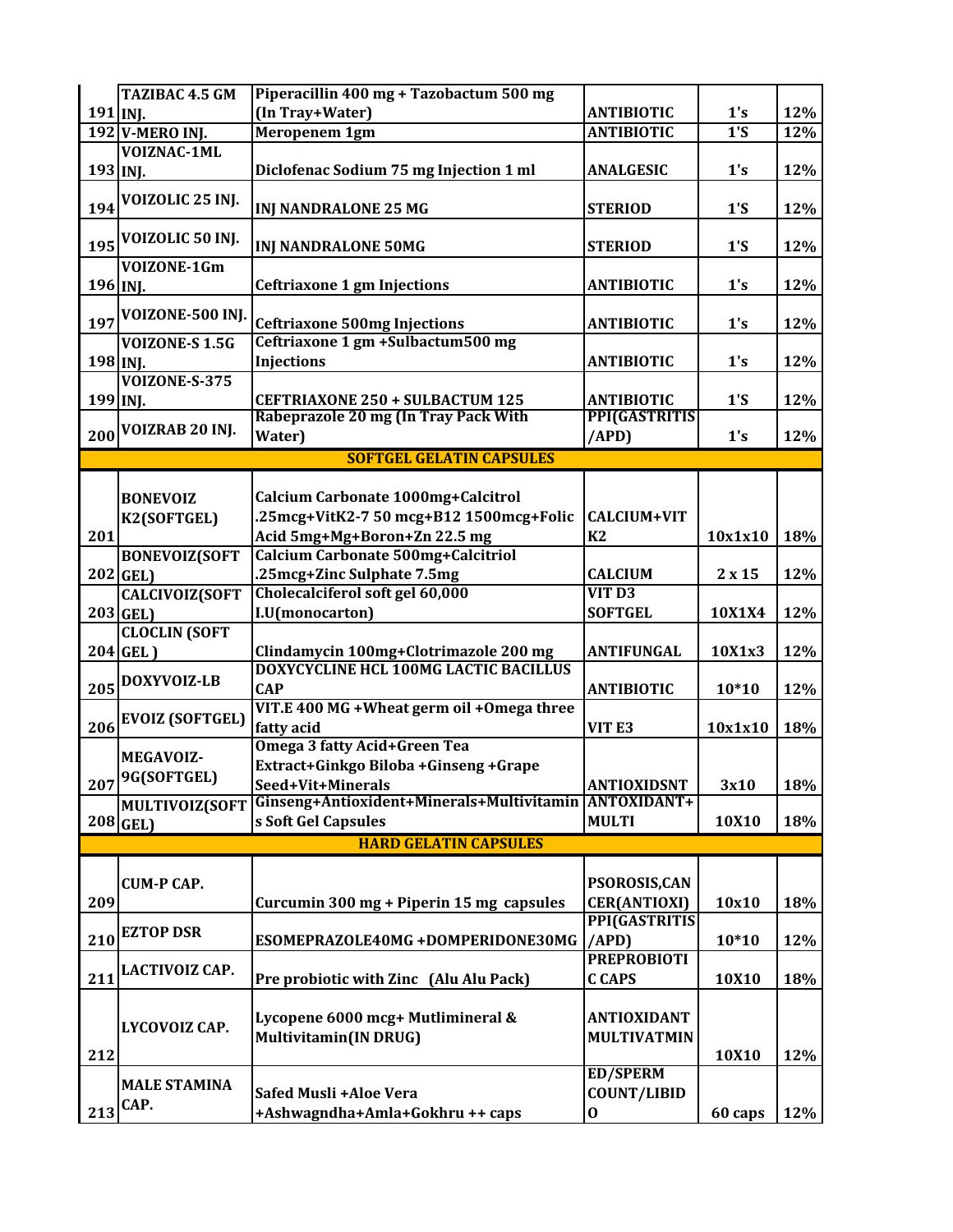| 191 | TAZIBAC 4.5 GM INJ. | Piperacillin 400 mg + Tazobactum 500 mg (In Tray+Water) | ANTIBIOTIC | 1's | 12% |
|---|---|---|---|---|---|
| 192 | V-MERO INJ. | Meropenem 1gm | ANTIBIOTIC | 1'S | 12% |
| 193 | VOIZNAC-1ML INJ. | Diclofenac Sodium 75 mg Injection 1 ml | ANALGESIC | 1's | 12% |
| 194 | VOIZOLIC 25 INJ. | INJ NANDRALONE 25 MG | STERIOD | 1'S | 12% |
| 195 | VOIZOLIC 50 INJ. | INJ NANDRALONE 50MG | STERIOD | 1'S | 12% |
| 196 | VOIZONE-1Gm INJ. | Ceftriaxone 1 gm Injections | ANTIBIOTIC | 1's | 12% |
| 197 | VOIZONE-500 INJ. | Ceftriaxone 500mg Injections | ANTIBIOTIC | 1's | 12% |
| 198 | VOIZONE-S 1.5G INJ. | Ceftriaxone 1 gm +Sulbactum500 mg Injections | ANTIBIOTIC | 1's | 12% |
| 199 | VOIZONE-S-375 INJ. | CEFTRIAXONE 250 + SULBACTUM 125 | ANTIBIOTIC | 1'S | 12% |
| 200 | VOIZRAB 20 INJ. | Rabeprazole 20 mg (In Tray Pack With Water) | PPI(GASTRITIS /APD) | 1's | 12% |
| | | **SOFTGEL GELATIN CAPSULES** | | | |
| 201 | BONEVOIZ K2(SOFTGEL) | Calcium Carbonate 1000mg+Calcitrol .25mcg+VitK2-7 50 mcg+B12 1500mcg+Folic Acid 5mg+Mg+Boron+Zn 22.5 mg | CALCIUM+VIT K2 | 10x1x10 | 18% |
| 202 | BONEVOIZ(SOFT GEL) | Calcium Carbonate 500mg+Calcitriol .25mcg+Zinc Sulphate 7.5mg | CALCIUM | 2 x 15 | 12% |
| 203 | CALCIVOIZ(SOFT GEL) | Cholecalciferol soft gel 60,000 I.U(monocarton) | VIT D3 SOFTGEL | 10X1X4 | 12% |
| 204 | CLOCLIN (SOFT GEL ) | Clindamycin 100mg+Clotrimazole 200 mg | ANTIFUNGAL | 10X1x3 | 12% |
| 205 | DOXYVOIZ-LB | DOXYCYCLINE HCL 100MG LACTIC BACILLUS CAP | ANTIBIOTIC | 10*10 | 12% |
| 206 | EVOIZ (SOFTGEL) | VIT.E 400 MG +Wheat germ oil +Omega three fatty acid | VIT E3 | 10x1x10 | 18% |
| 207 | MEGAVOIZ-9G(SOFTGEL) | Omega 3 fatty Acid+Green Tea Extract+Ginkgo Biloba +Ginseng +Grape Seed+Vit+Minerals | ANTIOXIDSNT | 3x10 | 18% |
| 208 | MULTIVOIZ(SOFT GEL) | Ginseng+Antioxident+Minerals+Multivitamins Soft Gel Capsules | ANTOXIDANT+ MULTI | 10X10 | 18% |
| | | **HARD GELATIN CAPSULES** | | | |
| 209 | CUM-P CAP. | Curcumin 300 mg + Piperin 15 mg capsules | PSOROSIS,CAN CER(ANTIOXI) | 10x10 | 18% |
| 210 | EZTOP DSR | ESOMEPRAZOLE40MG +DOMPERIDONE30MG | PPI(GASTRITIS /APD) | 10*10 | 12% |
| 211 | LACTIVOIZ CAP. | Pre probiotic with Zinc (Alu Alu Pack) | PREPROBIOTI C CAPS | 10X10 | 18% |
| 212 | LYCOVOIZ CAP. | Lycopene 6000 mcg+ Mutlimineral & Multivitamin(IN DRUG) | ANTIOXIDANT MULTIVATMIN | 10X10 | 12% |
| 213 | MALE STAMINA CAP. | Safed Musli +Aloe Vera +Ashwagndha+Amla+Gokhru ++ caps | ED/SPERM COUNT/LIBID O | 60 caps | 12% |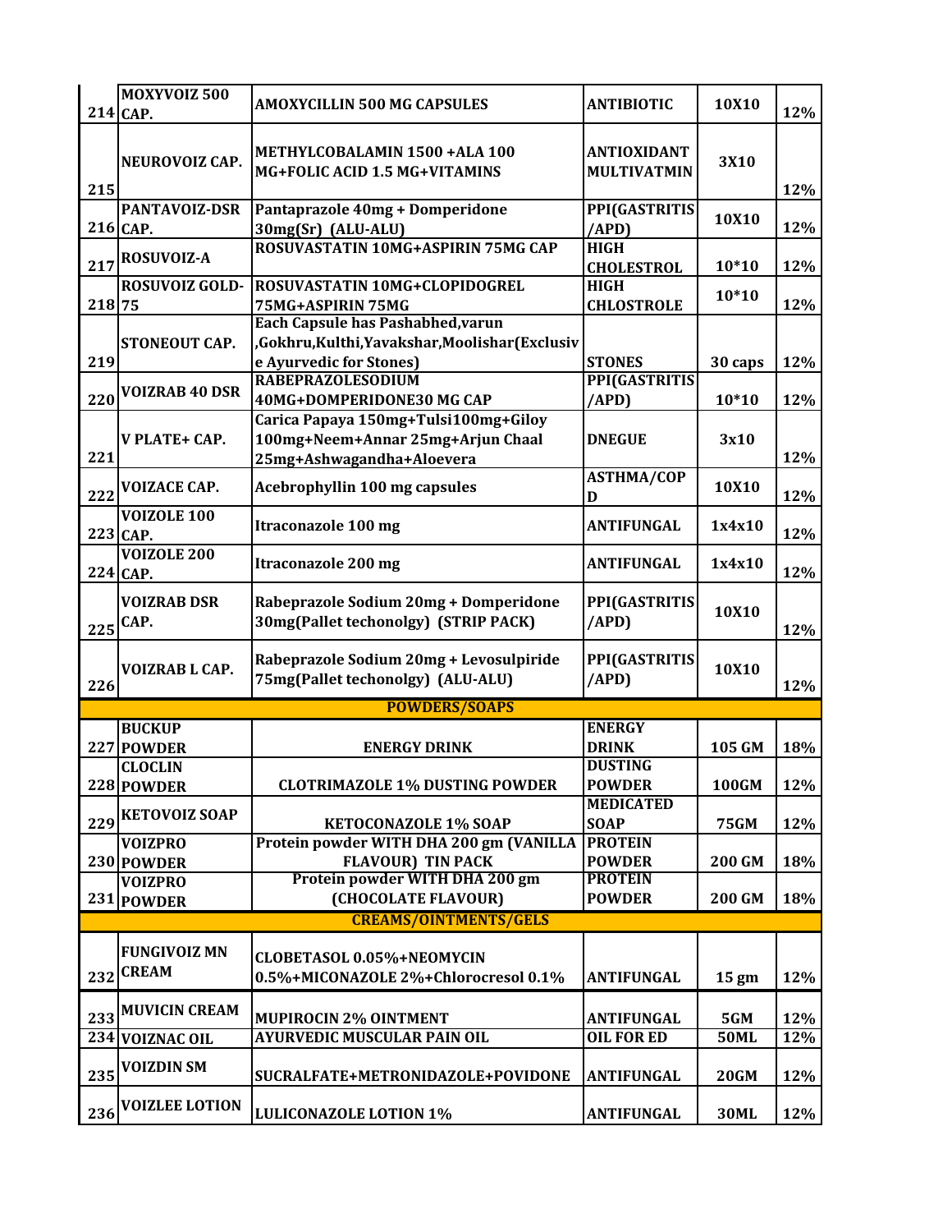| | | | | | |
|---|---|---|---|---|---|
| 214 | MOXYVOIZ 500 CAP. | AMOXYCILLIN 500 MG CAPSULES | ANTIBIOTIC | 10X10 | 12% |
| 215 | NEUROVOIZ CAP. | METHYLCOBALAMIN 1500 +ALA 100 MG+FOLIC ACID 1.5 MG+VITAMINS | ANTIOXIDANT MULTIVATMIN | 3X10 | 12% |
| 216 | PANTAVOIZ-DSR CAP. | Pantaprazole 40mg + Domperidone 30mg(Sr) (ALU-ALU) | PPI(GASTRITIS /APD) | 10X10 | 12% |
| 217 | ROSUVOIZ-A | ROSUVASTATIN 10MG+ASPIRIN 75MG CAP | HIGH CHOLESTROL | 10*10 | 12% |
| 218 | ROSUVOIZ GOLD-75 | ROSUVASTATIN 10MG+CLOPIDOGREL 75MG+ASPIRIN 75MG | HIGH CHLOSTROLE | 10*10 | 12% |
| 219 | STONEOUT CAP. | Each Capsule has Pashabhed,varun ,Gokhru,Kulthi,Yavakshar,Moolishar(Exclusive Ayurvedic for Stones) | STONES | 30 caps | 12% |
| 220 | VOIZRAB 40 DSR | RABEPRAZOLESODIUM 40MG+DOMPERIDONE30 MG CAP | PPI(GASTRITIS /APD) | 10*10 | 12% |
| 221 | V PLATE+ CAP. | Carica Papaya 150mg+Tulsi100mg+Giloy 100mg+Neem+Annar 25mg+Arjun Chaal 25mg+Ashwagandha+Aloevera | DNEGUE | 3x10 | 12% |
| 222 | VOIZACE CAP. | Acebrophyllin 100 mg capsules | ASTHMA/COPD | 10X10 | 12% |
| 223 | VOIZOLE 100 CAP. | Itraconazole 100 mg | ANTIFUNGAL | 1x4x10 | 12% |
| 224 | VOIZOLE 200 CAP. | Itraconazole 200 mg | ANTIFUNGAL | 1x4x10 | 12% |
| 225 | VOIZRAB DSR CAP. | Rabeprazole Sodium 20mg + Domperidone 30mg(Pallet techonolgy) (STRIP PACK) | PPI(GASTRITIS /APD) | 10X10 | 12% |
| 226 | VOIZRAB L CAP. | Rabeprazole Sodium 20mg + Levosulpiride 75mg(Pallet techonolgy) (ALU-ALU) | PPI(GASTRITIS /APD) | 10X10 | 12% |
| | | **POWDERS/SOAPS** | | | |
| 227 | BUCKUP POWDER | ENERGY DRINK | ENERGY DRINK | 105 GM | 18% |
| 228 | CLOCLIN POWDER | CLOTRIMAZOLE 1% DUSTING POWDER | DUSTING POWDER | 100GM | 12% |
| 229 | KETOVOIZ SOAP | KETOCONAZOLE 1% SOAP | MEDICATED SOAP | 75GM | 12% |
| 230 | VOIZPRO POWDER | Protein powder WITH DHA 200 gm (VANILLA FLAVOUR) TIN PACK | PROTEIN POWDER | 200 GM | 18% |
| 231 | VOIZPRO POWDER | Protein powder WITH DHA 200 gm (CHOCOLATE FLAVOUR) | PROTEIN POWDER | 200 GM | 18% |
| | | **CREAMS/OINTMENTS/GELS** | | | |
| 232 | FUNGIVOIZ MN CREAM | CLOBETASOL 0.05%+NEOMYCIN 0.5%+MICONAZOLE 2%+Chlorocresol 0.1% | ANTIFUNGAL | 15 gm | 12% |
| 233 | MUVICIN CREAM | MUPIROCIN 2% OINTMENT | ANTIFUNGAL | 5GM | 12% |
| 234 | VOIZNAC OIL | AYURVEDIC MUSCULAR PAIN OIL | OIL FOR ED | 50ML | 12% |
| 235 | VOIZDIN SM | SUCRALFATE+METRONIDAZOLE+POVIDONE | ANTIFUNGAL | 20GM | 12% |
| 236 | VOIZLEE LOTION | LULICONAZOLE LOTION 1% | ANTIFUNGAL | 30ML | 12% |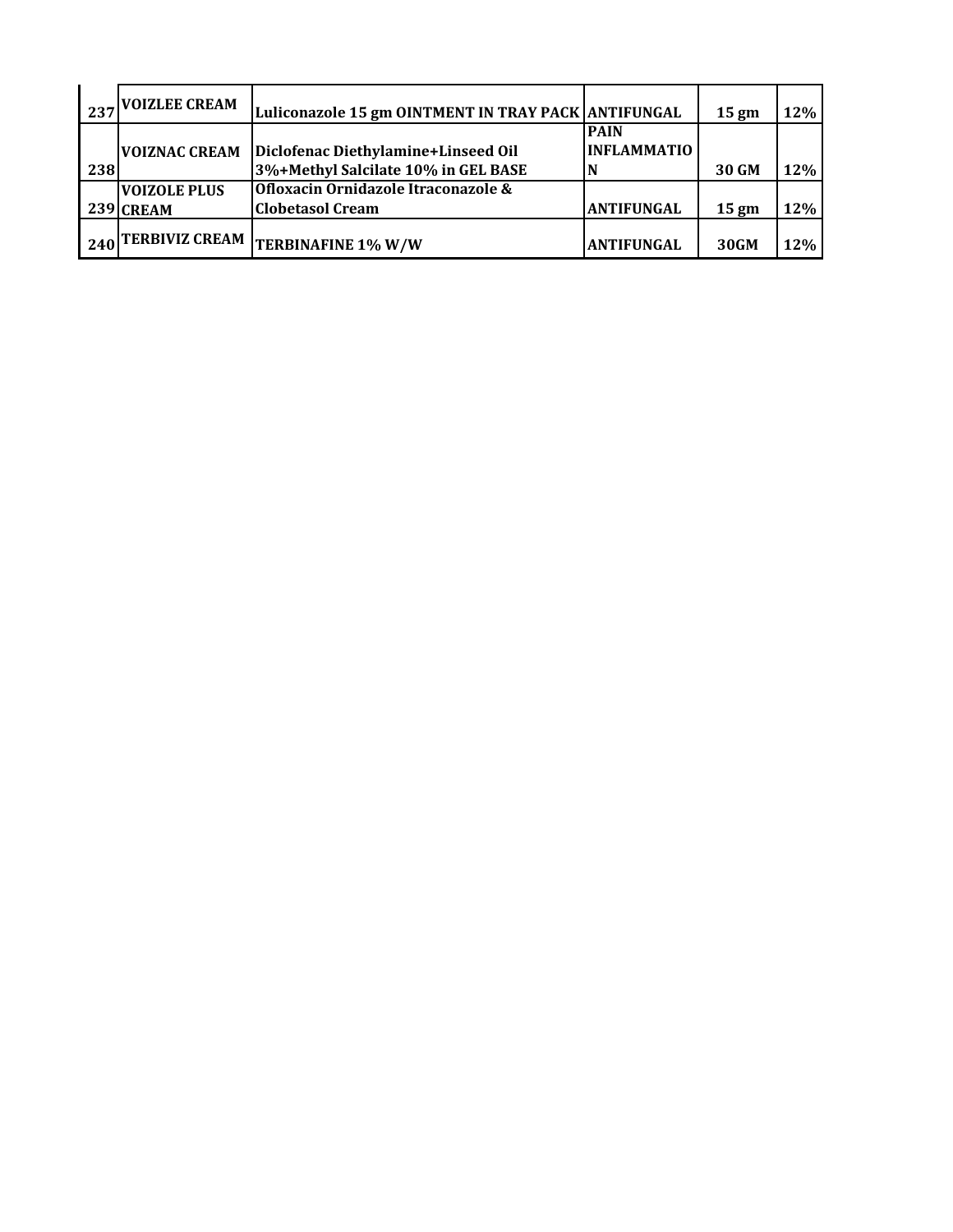| | | | | | |
|---|---|---|---|---|---|
| 237 | VOIZLEE CREAM | Luliconazole 15 gm OINTMENT IN TRAY PACK | ANTIFUNGAL | 15 gm | 12% |
| 238 | VOIZNAC CREAM | Diclofenac Diethylamine+Linseed Oil 3%+Methyl Salcilate 10% in GEL BASE | PAIN INFLAMMATION | 30 GM | 12% |
| 239 | VOIZOLE PLUS CREAM | Ofloxacin Ornidazole Itraconazole & Clobetasol Cream | ANTIFUNGAL | 15 gm | 12% |
| 240 | TERBIVIZ CREAM | TERBINAFINE 1% W/W | ANTIFUNGAL | 30GM | 12% |